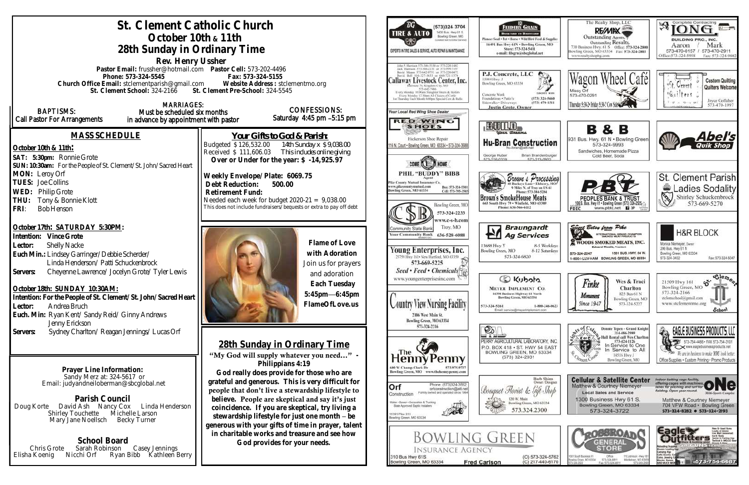# St. Clement Catholic Church
## October 10th & 11th
## 28th Sunday in Ordinary Time

**Rev. Henry Ussher**

**Pastor Email:** frussher@hotmail.com **Pastor Cell:** 573-202-4496
**Phone:** 573-324-5545 **Fax:** 573-324-5155
**Church Office Email:** stclementparish@gmail.com **Website Address:** stclementmo.org
**St. Clement School:** 324-2166 **St. Clement Pre-School:** 324-5545

BAPTISMS: Call Pastor For Arrangements

MARRIAGES: Must be scheduled six months in advance by appointment with pastor

CONFESSIONS: Saturday 4:45 pm –5:15 pm

## MASS SCHEDULE

**October 10th & 11th:**

**SAT: 5:30pm:** Ronnie Grote
**SUN: 10:30am:** For the People of St. Clement/St. John/Sacred Heart
**MON:** Leroy Orf
**TUES:** Joe Collins
**WED:** Philip Grote
**THU:** Tony & Bonnie Klott
**FRI:** Bob Henson

**October 17th: SATURDAY 5:30PM:**
**Intention:** Vince Grote
**Lector:** Shelly Nacke
**Euch Min.:** Lindsey Garringer/Debbie Scherder/ Linda Henderson/ Patti Schuckenbrock
**Servers:** Cheyenne Lawrence/ Jocelyn Grote/ Tyler Lewis

**October 18th: SUNDAY 10:30AM:**
**Intention: For the People of St. Clement/St. John/Sacred Heart**
**Lector:** Andrea Bruch
**Euch. Min:** Ryan Kent/ Sandy Reid/ Ginny Andrews Jenny Erickson
**Servers:** Sydney Charlton/ Reagan Jennings/ Lucas Orf

## Your Gifts to God & Parish:

Budgeted $126,532.00 14th Sunday x $9,038.00
Received $ 111,606.03 This includes online giving
**Over or Under for the year: $ -14,925.97**

**Weekly Envelope/Plate: 6069.75**
**Debt Reduction: 500.00**
**Retirement Fund:**
Needed each week for budget 2020-21 = 9,038.00
This does not include fundraisers/bequests or extra to pay off debt

**Flame of Love with Adoration**
Join us for prayers and adoration
**Each Tuesday 5:45pm—6:45pm**
**FlameOfLove.us**

## 28th Sunday in Ordinary Time

**"My God will supply whatever you need…" - Philippians 4:19**

**God really does provide for those who are grateful and generous. This is very difficult for people that don't live a stewardship lifestyle to believe. People are skeptical and say it's just coincidence. If you are skeptical, try living a stewardship lifestyle for just one month – be generous with your gifts of time in prayer, talent in charitable works and treasure and see how God provides for your needs.**

### Prayer Line Information:
Sandy Merz at: 324-5617 or
Email: judyandneiloberman@sbcglobal.net

### Parish Council
Doug Korte David Ash Nancy Cox Linda Henderson
Shirley Touchette Michelle Larson
Mary Jane Noellsch Becky Turner

### School Board
Chris Grote Sarah Robinson Casey Jennings
Elisha Koenig Nicchi Orf Ryan Bibb Kathleen Berry

---

BG Tire & Auto (573)324-3704 1400 Bus. Hwy 61 S Bowling Green, MO — Experts in tire sales & service, auto repair & maintenance

Feeders Grain — Backyard to Barnyard — Pioneer Seed • Pet • Horse • Wild Bird Feed & Supplies — 16491 Bus Hwy 61N • Bowling Green, MO — Store: 573-324-5411 — e-mail: fdsgrn@sbcglobal.net

The Realty Shop, LLC — RE/MAX — Outstanding Agents. Outstanding Results. — 730 Business Hwy. 61 S Office: 573-324-2800 — Bowling Green, MO 63334 Fax: 573-324-2803 — www.realtyshopbg.com

Complete Contracting — Long Building Pro., Inc. — Aaron 573-470-0157 / Mark 573-470-2911 — Office: 573-324-5958 Fax: 573-324-9802

Callaway Livestock Center, Inc. — Interstate 70, Kingdom City, MO — 573-642-7486 — Every Monday 10:00am Slaughter Steers & Heifers — Every Monday 12:30pm All Classes of Cattle — 1st Thursday Each Month 6:00pm Special Cow & Bulls

P.J. Concrete, LLC — 15084 Hwy. J — Bowling Green, MO 63334 — Concrete Work, Foundations • Patio's, Sidewalks • Driveways — (573) 324-5660 (573) 470-1511 — Justin Grote, Owner

Wagon Wheel Café — Missy Orf 573-470-0291 — Thursday 5:30-2 • Friday 5:30-2 Cow Sale

St. Clement Quilters — Custom Quilting, Quilters Welcome — Joyce Colluher 573-470-1997

Your Local Red Wing Shoe Dealer — Red Wing Shoes — Hickerson Shoe Repair — 116 N. Court • Bowling Green, MO 63334 • 573-324-3688

Build Your Dreams — Hu-Bran Construction — hu-bran@att.net — George Huber 573-216-0339 — Brian Brandenburger 573-219-0802

B & B — 931 Bus. Hwy. 61 N • Bowling Green — 573-324-9993 — Sandwiches, Homemade Pizza, Cold Beer, Soda

Abel's Quik Shop

Come Home — Phil "Buddy" Bibb, Agent — Pike County Mutual Insurance Co. — www.pikecountymutual.com — Bowling Green, MO 63334 — Bus: 573-324-5301 Cell: 573-705-3503

Brown's Processing — 48 Buckeye Lane • Eolsberry, MO — 9 Miles N. of Troy on US 61 — Phone: 573-384-5284 — Brown's SmokeHouse Meats — 663 South Hwy 79 • Winfield, MO 63389 — Phone: 636-566-6112

PBT — Peoples Bank & Trust — 106 S. Bus. Hwy 61 • Bowling Green (573) 324-2525 — www.pbtc.net — Member FDIC

St. Clement Parish Ladies Sodality — Shirley Schuckenbrock 573-669-5270

Community State Bank — Your Community Bank — Bowling Green, MO 573-324-2233 — www.c-s-b.com — Troy, MO 636-528-6088

Braungardt Ag Services — 13688 Hwy Y — Bowling Green, MO — 8-5 Weekdays, 8-12 Saturdays — 573-324-6820

Sweet Betsy from Pike — International Grand Champion Smoked Meat Products — Woods Smoked Meats, Inc. — Edward Woods, President — 573-324-2247 — 1501 Bus. Hwy. 54 W. — 1-800-I-LUV-HAM — Bowling Green, MO 63334

H&R Block — Monica Niemeyer, Owner — 206 Bus. Hwy 61 N — Bowling Green, MO 63334 — 573-324-3402 Fax: 573-324-5047

Young Enterprises, Inc. — 25759 Hwy 161 • New Hartford, MO 63359 — 573-669-5225 — Seed • Feed • Chemicals — www.youngenterprisesinc.com

Kubota — Meyer Implement Co. — 16398 Business Highway 61 North — Bowling Green, MO 63334 — 573-324-5261 — 1-800-246-0623 — Email: service@meyerimplement.com

Finke Monument — Since 1947 — Wes & Traci Charlton — 825 Bus 61 N — Bowling Green, MO — 573-324-5227

St. Clement School — 21509 Hwy 161 — Bowling Green, MO — 573-324-2166 — stclemschool@gmail.com — www.stclementmo.org

Country View Nursing Facility — 2106 West Main St. — Bowling Green, MO 63334 — 573-324-2216

Perry Agricultural Laboratory, Inc. — P.O. Box 418 • St. Hwy 54 East — Bowling Green, MO 63334 — (573) 324-2931

Knights of Columbus — Donnie Tepen - Grand Knight 314-486-2989 — Hall Rental call Wes Charlton 573-424-1126 — In Service to One, In Service to All — 14516 Hwy J — Bowling Green, MO

Eagle Business Products, LLC — 573-754-4486 • Fax 573-754-3101 — www.eaglebusinessproducts.net — We are in business to make YOU look better — Office Supplies • Custom Printing • Promo Products

The Henny Penny — 600 W Champ Clark Dr — Bowling Green, MO — www.thehennypenny.com — 573.075.0727

Orf Construction — Phone: (573)324-3552 — orfconstruction@att.net — Family owned and operated since 1964 — Water • Sewer • Excavation & Trucking — State Approved Septic Installers — 16161 Pike 311 — Bowling Green, MO 63334

Bouquet Florist & Gift Shop — Barb Shinn, Owner/Designer — 120 W. Main — Bowling Green, MO 63334 — 573.324.2300

Cellular & Satellite Center — Matthew & Courtney Niemeyer — Local Sales and Service — 1300 Business Hwy 61 S. — Bowling Green, MO 63334 — 573-324-3722

ONe Mini-Sports Complex — Indoor batting cage facility, offering cages with machines, lanes for pitching and turf for fielding. Open year round. — Matthew & Courtney Niemeyer — 704 VFW Road • Bowling Green — 573-324-8282 • 573-324-2193

Bowling Green Insurance Agency — 310 Bus Hwy 61S — Bowling Green, MO 63334 — Fred Carlson — (O) 573-324-5762 — (C) 217-440-6170

Crossroads General Store — 1001 South Business 61 — Bowling Green, MO 63334 — 573-324-2222 — Office 573-324-6811 — Fax 573-324-6811 — 110 Johnson • Hwy 161 — Middletown, MO 63359 — 573-549-2090

Eagle Outfitters — 573-754-6687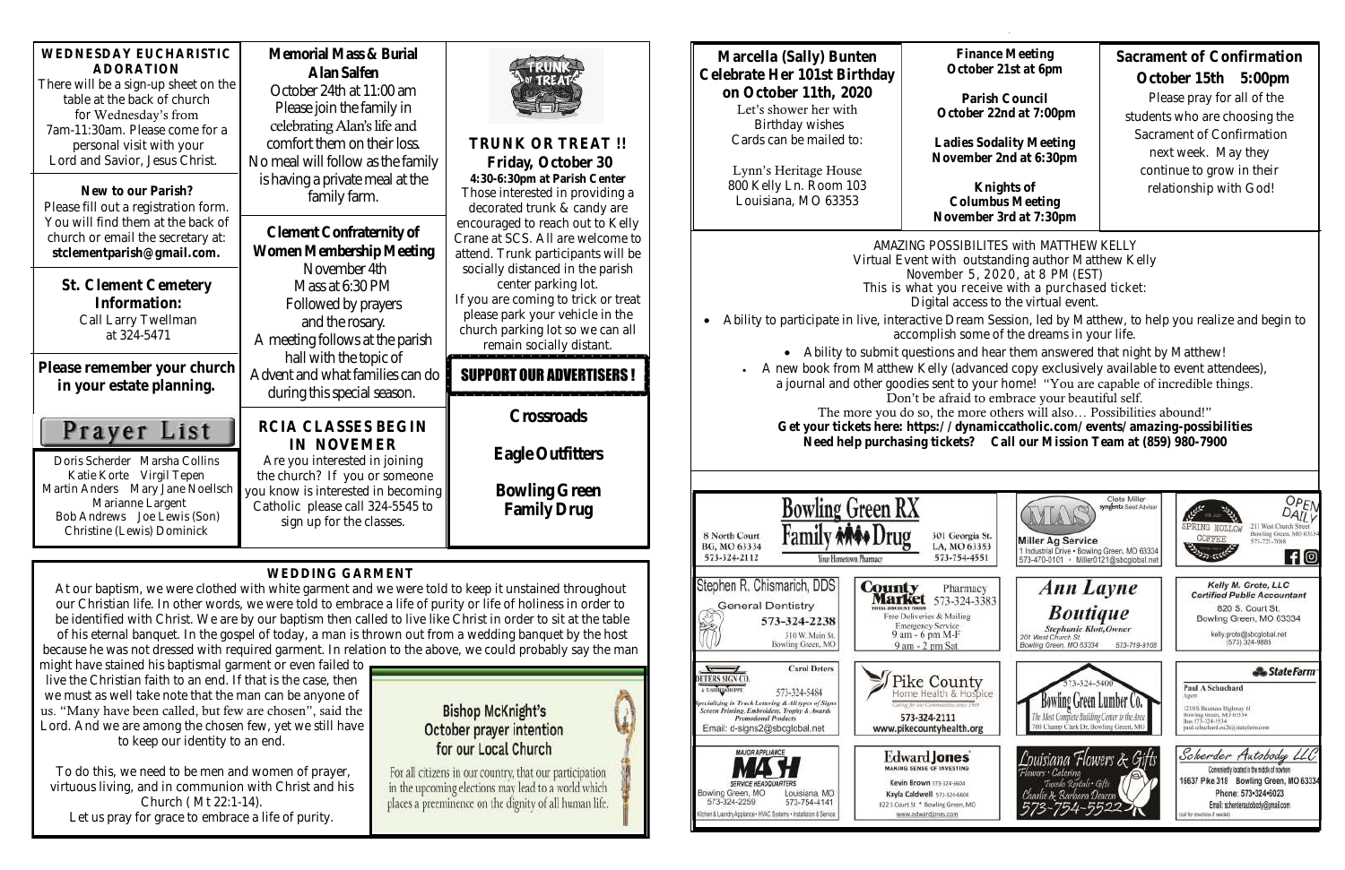## WEDNESDAY EUCHARISTIC ADORATION

There will be a sign-up sheet on the table at the back of church for Wednesday's from 7am-11:30am. Please come for a personal visit with your Lord and Savior, Jesus Christ.

**New to our Parish?**

Please fill out a registration form. You will find them at the back of church or email the secretary at: **stclementparish@gmail.com.**

**St. Clement Cemetery Information:**

Call Larry Twellman at 324-5471

**Please remember your church in your estate planning.**

## Prayer List

Doris Scherder Marsha Collins
Katie Korte Virgil Tepen
Martin Anders Mary Jane Noellsch
Marianne Largent
Bob Andrews Joe Lewis (Son)
Christine (Lewis) Dominick

**Memorial Mass & Burial Alan Salfen**

October 24th at 11:00 am
Please join the family in celebrating Alan's life and comfort them on their loss. No meal will follow as the family is having a private meal at the family farm.

**Clement Confraternity of Women Membership Meeting**

November 4th
Mass at 6:30 PM
Followed by prayers and the rosary.
A meeting follows at the parish hall with the topic of Advent and what families can do during this special season.

## RCIA CLASSES BEGIN IN NOVEMER

Are you interested in joining the church? If you or someone you know is interested in becoming Catholic please call 324-5545 to sign up for the classes.

## TRUNK OR TREAT !!

**Friday, October 30**
**4:30-6:30pm at Parish Center**

Those interested in providing a decorated trunk & candy are encouraged to reach out to Kelly Crane at SCS. All are welcome to attend. Trunk participants will be socially distanced in the parish center parking lot. If you are coming to trick or treat please park your vehicle in the church parking lot so we can all remain socially distant.

## SUPPORT OUR ADVERTISERS !

**Crossroads**

**Eagle Outfitters**

**Bowling Green Family Drug**

**Marcella (Sally) Bunten Celebrate Her 101st Birthday on October 11th, 2020**

Let's shower her with Birthday wishes
Cards can be mailed to:

Lynn's Heritage House
800 Kelly Ln. Room 103
Louisiana, MO 63353

**Finance Meeting**
**October 21st at 6pm**

**Parish Council**
**October 22nd at 7:00pm**

**Ladies Sodality Meeting**
**November 2nd at 6:30pm**

**Knights of Columbus Meeting**
**November 3rd at 7:30pm**

**Sacrament of Confirmation**
**October 15th 5:00pm**

Please pray for all of the students who are choosing the Sacrament of Confirmation next week. May they continue to grow in their relationship with God!

AMAZING POSSIBILITES with MATTHEW KELLY
Virtual Event with outstanding author Matthew Kelly
November 5, 2020, at 8 PM (EST)
*This is what you receive with a purchased ticket:*
Digital access to the virtual event.

- Ability to participate in live, interactive Dream Session, led by Matthew, to help you realize and begin to accomplish some of the dreams in your life.
- Ability to submit questions and hear them answered that night by Matthew!
- A new book from Matthew Kelly (advanced copy exclusively available to event attendees), a journal and other goodies sent to your home! "You are capable of incredible things. Don't be afraid to embrace your beautiful self. The more you do so, the more others will also… Possibilities abound!"

**Get your tickets here: https://dynamiccatholic.com/events/amazing-possibilities**
**Need help purchasing tickets? Call our Mission Team at (859) 980-7900**

## WEDDING GARMENT

At our baptism, we were clothed with white garment and we were told to keep it unstained throughout our Christian life. In other words, we were told to embrace a life of purity or life of holiness in order to be identified with Christ. We are by our baptism then called to live like Christ in order to sit at the table of his eternal banquet. In the gospel of today, a man is thrown out from a wedding banquet by the host because he was not dressed with required garment. In relation to the above, we could probably say the man might have stained his baptismal garment or even failed to live the Christian faith to an end. If that is the case, then we must as well take note that the man can be anyone of us. "Many have been called, but few are chosen", said the Lord. And we are among the chosen few, yet we still have to keep our identity to an end.

To do this, we need to be men and women of prayer, virtuous living, and in communion with Christ and his Church ( Mt 22:1-14).
Let us pray for grace to embrace a life of purity.

**Bishop McKnight's October prayer intention for our Local Church**

For all citizens in our country, that our participation in the upcoming elections may lead to a world which places a preeminence on the dignity of all human life.

Bowling Green RX Family Drug — Your Hometown Pharmacy
8 North Court, BG, MO 63334, 573-324-2112
301 Georgia St., LA, MO 63353, 573-754-4551

Cleta Miller, syngenta Seed Advisor
Miller Ag Service
1 Industrial Drive • Bowling Green, MO 63334
573-470-0101 • Miller0121@sbcglobal.net

Spring Hollow Coffee — Open Daily
211 West Church Street, Bowling Green, MO 63334
573-721-7088

Stephen R. Chismarich, DDS
General Dentistry
573-324-2238
310 W. Main St., Bowling Green, MO

County Market — Total Discount Foods
Pharmacy 573-324-3383
Free Deliveries & Mailing
Emergency Service
9 am - 6 pm M-F
9 am - 2 pm Sat

Ann Layne Boutique
Stephanie Klott, Owner
201 West Church St., Bowling Green, MO 63334
573-719-3108

Kelly M. Grote, LLC
Certified Public Accountant
820 S. Court St.
Bowling Green, MO 63334
kelly.grote@sbcglobal.net
(573) 324-9885

Deters Sign Co. — A T-Shirt Shoppe
Carol Deters
573-324-5484
Specializing in Truck Lettering & All types of Signs
Screen Printing, Embroidery, Trophy & Awards
Promotional Products
Email: d-signs2@sbcglobal.net

Pike County Home Health & Hospice
Caring for our Communities since 1969
573-324-2111
www.pikecountyhealth.org

Bowling Green Lumber Co.
573-324-5400
The Most Complete Building Center in the Area
700 Champ Clark Dr, Bowling Green, MO

State Farm
Paul A Schuchard
Agent
1210S Business Highway 61
Bowling Green, MO 63334
Bus 573-324-3534
paul.schuchard.eu2b@statefarm.com

Major Appliance — MASH — Service Headquarters
Bowling Green, MO 573-324-2259
Louisiana, MO 573-754-4141
Kitchen & Laundry Appliance • HVAC Systems • Installation & Service

Edward Jones — Making Sense of Investing
Kevin Brown 573-324-6604
Kayla Caldwell 573-324-6604
822 S Court St. * Bowling Green, MO
www.edwardjones.com

Louisiana Flowers & Gifts
Flowers • Catering
Tuxedo Rentals • Gifts
Charlie & Barbara Deaven
573-754-5522

Scherder Autobody LLC
Conveniently located in the middle of nowhere
16637 Pike 318 Bowling Green, MO 63334
Phone: 573•324•6023
Email: scherderautobody@gmail.com
(call for directions if needed)